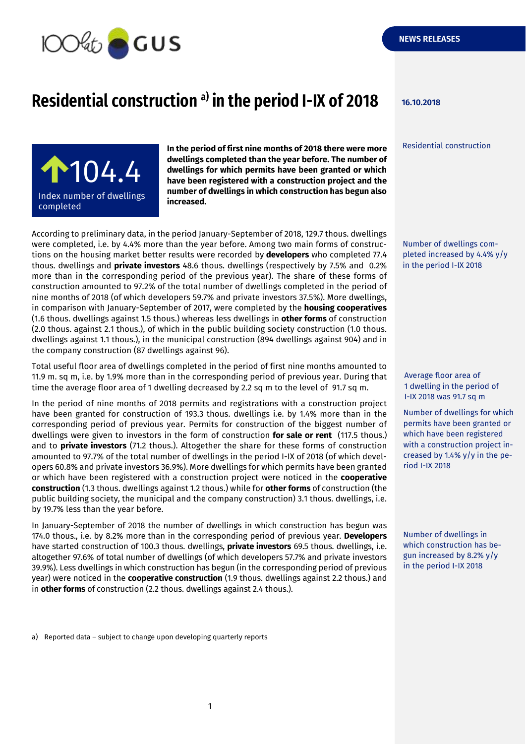NEWS RELEASES

# Residential construction [a] in the period I-IX of 2018

**16.10.2018**

Residential construction

**↑104.4**

Index number of dwellings completed

**In the period of first nine months of 2018 there were more dwellings completed than the year before. The number of dwellings for which permits have been granted or which have been registered with a construction project and the number of dwellings in which construction has begun also increased.**

According to preliminary data, in the period January-September of 2018, 129.7 thous. dwellings were completed, i.e. by 4.4% more than the year before. Among two main forms of constructions on the housing market better results were recorded by **developers** who completed 77.4 thous. dwellings and **private investors** 48.6 thous. dwellings (respectively by 7.5% and 0.2% more than in the corresponding period of the previous year). The share of these forms of construction amounted to 97.2% of the total number of dwellings completed in the period of nine months of 2018 (of which developers 59.7% and private investors 37.5%). More dwellings, in comparison with January-September of 2017, were completed by the **housing cooperatives** (1.6 thous. dwellings against 1.5 thous.) whereas less dwellings in **other forms** of construction (2.0 thous. against 2.1 thous.), of which in the public building society construction (1.0 thous. dwellings against 1.1 thous.), in the municipal construction (894 dwellings against 904) and in the company construction (87 dwellings against 96).

Number of dwellings completed increased by 4.4% y/y in the period I-IX 2018

Total useful floor area of dwellings completed in the period of first nine months amounted to 11.9 m. sq m, i.e. by 1.9% more than in the corresponding period of previous year. During that time the average floor area of 1 dwelling decreased by 2.2 sq m to the level of 91.7 sq m.

Average floor area of 1 dwelling in the period of I-IX 2018 was 91.7 sq m

In the period of nine months of 2018 permits and registrations with a construction project have been granted for construction of 193.3 thous. dwellings i.e. by 1.4% more than in the corresponding period of previous year. Permits for construction of the biggest number of dwellings were given to investors in the form of construction **for sale or rent** (117.5 thous.) and to **private investors** (71.2 thous.). Altogether the share for these forms of construction amounted to 97.7% of the total number of dwellings in the period I-IX of 2018 (of which developers 60.8% and private investors 36.9%). More dwellings for which permits have been granted or which have been registered with a construction project were noticed in the **cooperative construction** (1.3 thous. dwellings against 1.2 thous.) while for **other forms** of construction (the public building society, the municipal and the company construction) 3.1 thous. dwellings, i.e. by 19.7% less than the year before.

Number of dwellings for which permits have been granted or which have been registered with a construction project increased by 1.4% y/y in the period I-IX 2018

In January-September of 2018 the number of dwellings in which construction has begun was 174.0 thous., i.e. by 8.2% more than in the corresponding period of previous year. **Developers** have started construction of 100.3 thous. dwellings, **private investors** 69.5 thous. dwellings, i.e. altogether 97.6% of total number of dwellings (of which developers 57.7% and private investors 39.9%). Less dwellings in which construction has begun (in the corresponding period of previous year) were noticed in the **cooperative construction** (1.9 thous. dwellings against 2.2 thous.) and in **other forms** of construction (2.2 thous. dwellings against 2.4 thous.).

Number of dwellings in which construction has begun increased by 8.2% y/y in the period I-IX 2018

a) Reported data – subject to change upon developing quarterly reports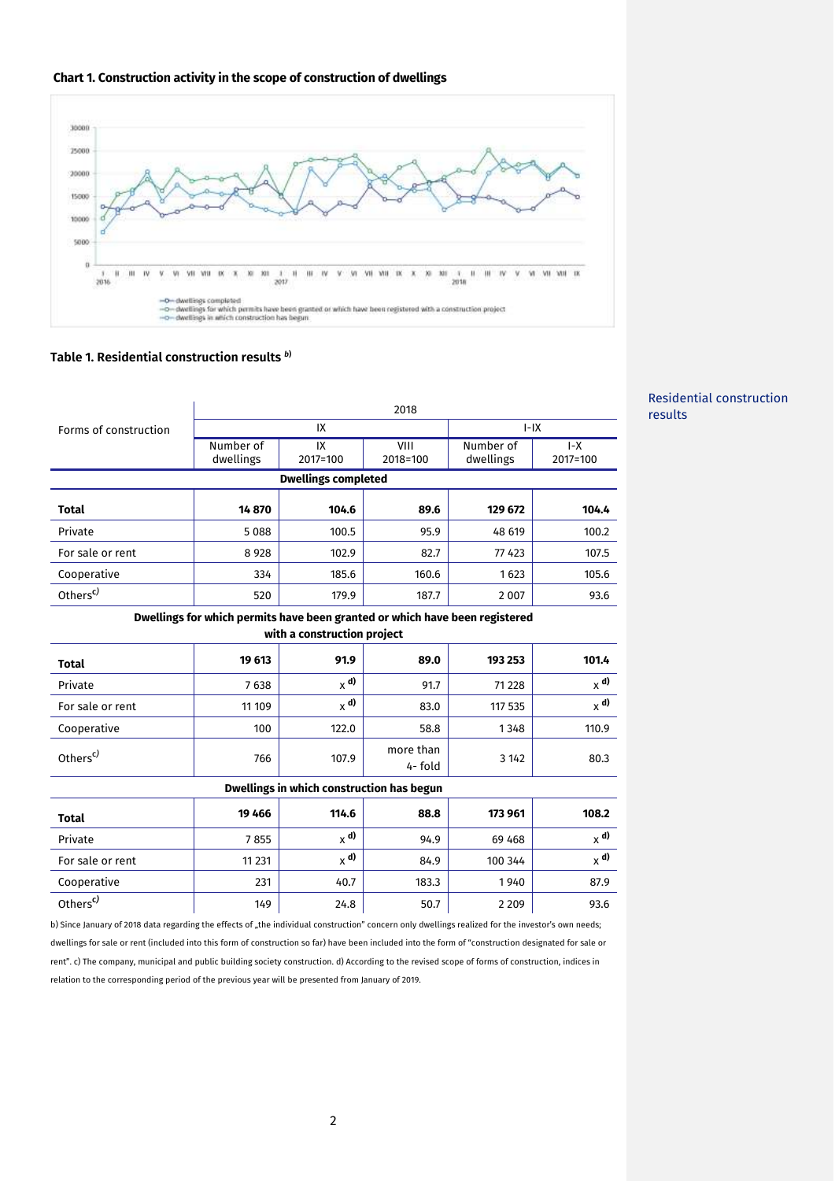**Chart 1. Construction activity in the scope of construction of dwellings**

- dwellings completed
- dwellings for which permits have been granted or which have been registered with a construction project
- dwellings in which construction has begun

Residential construction results

**Table 1. Residential construction results [b)]**

| Forms of construction | 2018 | | | | |
|---|---|---|---|---|---|
| | IX | | | I-IX | |
| | Number of dwellings | IX 2017=100 | VIII 2018=100 | Number of dwellings | I-X 2017=100 |
| **Dwellings completed** | | | | | |
| **Total** | **14 870** | **104.6** | **89.6** | **129 672** | **104.4** |
| Private | 5 088 | 100.5 | 95.9 | 48 619 | 100.2 |
| For sale or rent | 8 928 | 102.9 | 82.7 | 77 423 | 107.5 |
| Cooperative | 334 | 185.6 | 160.6 | 1 623 | 105.6 |
| Others[c)] | 520 | 179.9 | 187.7 | 2 007 | 93.6 |
| **Dwellings for which permits have been granted or which have been registered with a construction project** | | | | | |
| **Total** | **19 613** | **91.9** | **89.0** | **193 253** | **101.4** |
| Private | 7 638 | x [d)] | 91.7 | 71 228 | x [d)] |
| For sale or rent | 11 109 | x [d)] | 83.0 | 117 535 | x [d)] |
| Cooperative | 100 | 122.0 | 58.8 | 1 348 | 110.9 |
| Others[c)] | 766 | 107.9 | more than 4- fold | 3 142 | 80.3 |
| **Dwellings in which construction has begun** | | | | | |
| **Total** | **19 466** | **114.6** | **88.8** | **173 961** | **108.2** |
| Private | 7 855 | x [d)] | 94.9 | 69 468 | x [d)] |
| For sale or rent | 11 231 | x [d)] | 84.9 | 100 344 | x [d)] |
| Cooperative | 231 | 40.7 | 183.3 | 1 940 | 87.9 |
| Others[c)] | 149 | 24.8 | 50.7 | 2 209 | 93.6 |

b) Since January of 2018 data regarding the effects of „the individual construction" concern only dwellings realized for the investor's own needs; dwellings for sale or rent (included into this form of construction so far) have been included into the form of "construction designated for sale or rent". c) The company, municipal and public building society construction. d) According to the revised scope of forms of construction, indices in relation to the corresponding period of the previous year will be presented from January of 2019.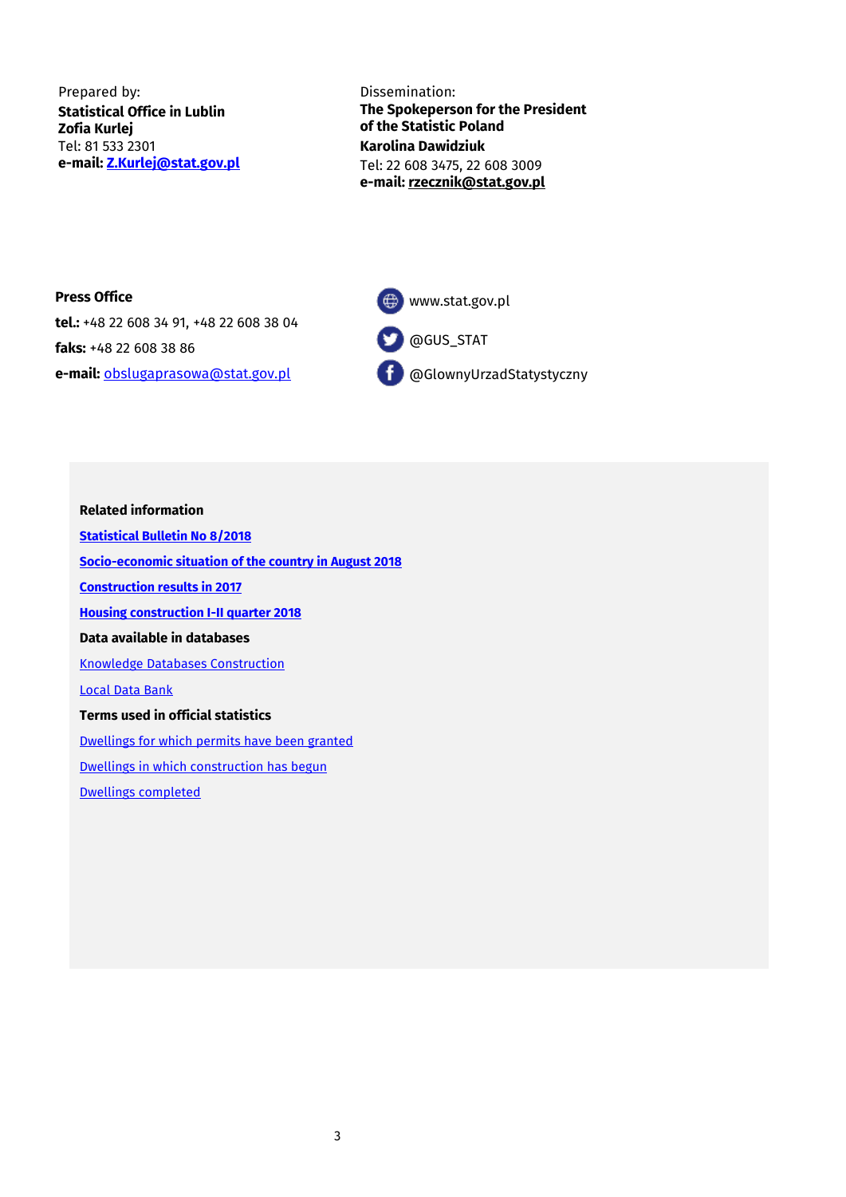Prepared by:
**Statistical Office in Lublin**
**Zofia Kurlej**
Tel: 81 533 2301
**e-mail: Z.Kurlej@stat.gov.pl**

Dissemination:
**The Spokeperson for the President of the Statistic Poland**
**Karolina Dawidziuk**
Tel: 22 608 3475, 22 608 3009
**e-mail: rzecznik@stat.gov.pl**

**Press Office**
**tel.:** +48 22 608 34 91, +48 22 608 38 04
**faks:** +48 22 608 38 86
**e-mail:** obslugaprasowa@stat.gov.pl

www.stat.gov.pl
@GUS_STAT
@GlownyUrzadStatystyczny

**Related information**

**Statistical Bulletin No 8/2018**

**Socio-economic situation of the country in August 2018**

**Construction results in 2017**

**Housing construction I-II quarter 2018**

**Data available in databases**

Knowledge Databases Construction

Local Data Bank

**Terms used in official statistics**

Dwellings for which permits have been granted

Dwellings in which construction has begun

Dwellings completed